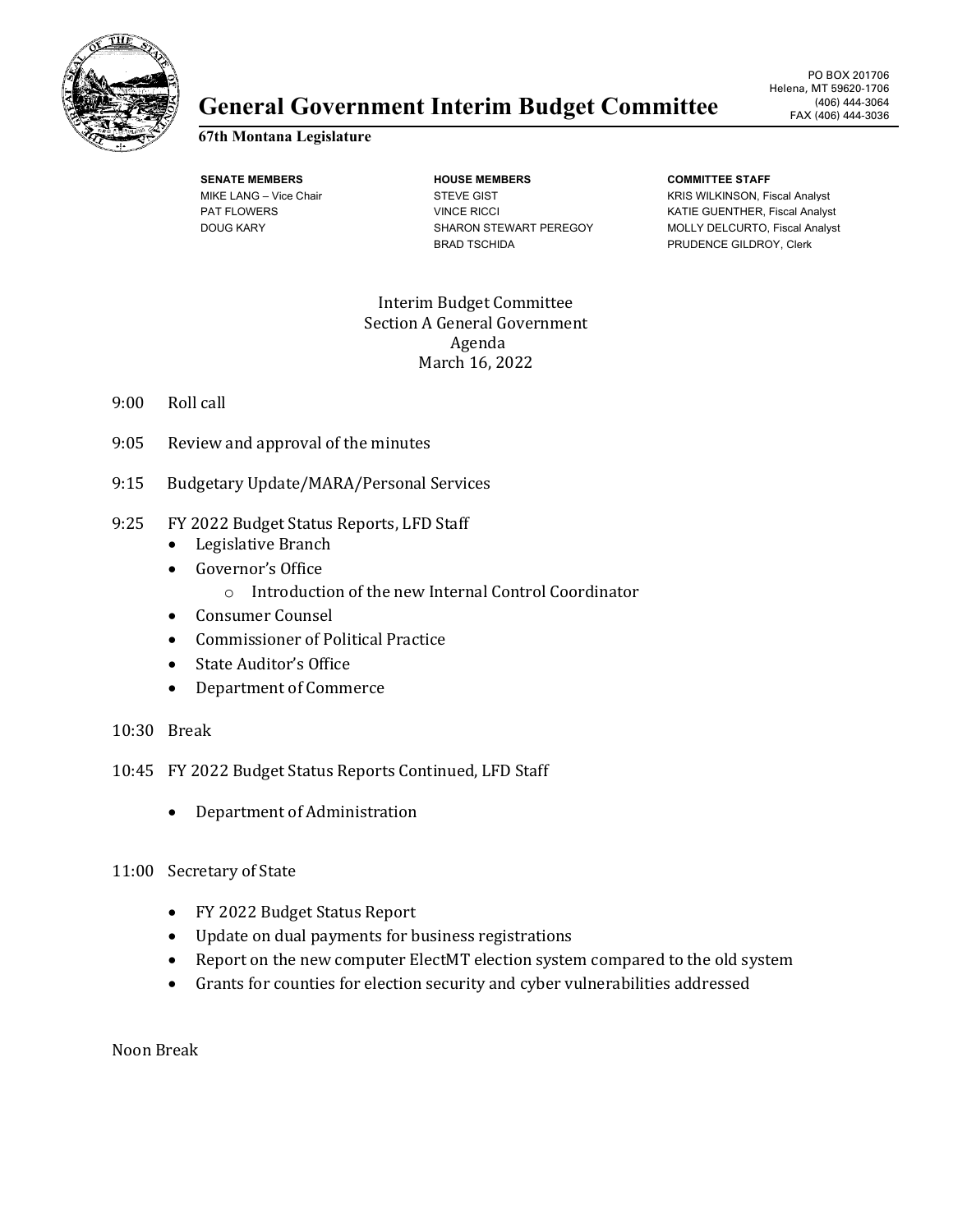# General Government Interim Budget Committee

**67th Montana Legislature**

PO BOX 201706
Helena, MT 59620-1706
(406) 444-3064
FAX (406) 444-3036

| SENATE MEMBERS | HOUSE MEMBERS | COMMITTEE STAFF |
|---|---|---|
| MIKE LANG – Vice Chair | STEVE GIST | KRIS WILKINSON, Fiscal Analyst |
| PAT FLOWERS | VINCE RICCI | KATIE GUENTHER, Fiscal Analyst |
| DOUG KARY | SHARON STEWART PEREGOY | MOLLY DELCURTO, Fiscal Analyst |
| | BRAD TSCHIDA | PRUDENCE GILDROY, Clerk |

Interim Budget Committee
Section A General Government
Agenda
March 16, 2022

9:00 Roll call

9:05 Review and approval of the minutes

9:15 Budgetary Update/MARA/Personal Services

9:25 FY 2022 Budget Status Reports, LFD Staff

- Legislative Branch
- Governor's Office
  - Introduction of the new Internal Control Coordinator
- Consumer Counsel
- Commissioner of Political Practice
- State Auditor's Office
- Department of Commerce

10:30 Break

10:45 FY 2022 Budget Status Reports Continued, LFD Staff

- Department of Administration

11:00 Secretary of State

- FY 2022 Budget Status Report
- Update on dual payments for business registrations
- Report on the new computer ElectMT election system compared to the old system
- Grants for counties for election security and cyber vulnerabilities addressed

Noon Break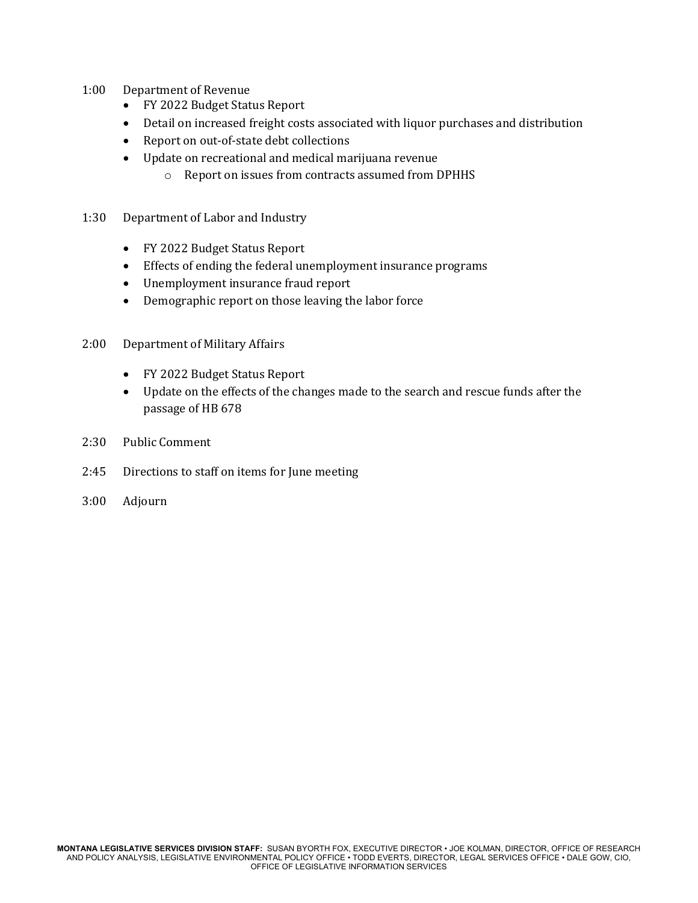1:00 Department of Revenue

- FY 2022 Budget Status Report
- Detail on increased freight costs associated with liquor purchases and distribution
- Report on out-of-state debt collections
- Update on recreational and medical marijuana revenue
    - Report on issues from contracts assumed from DPHHS

1:30 Department of Labor and Industry

- FY 2022 Budget Status Report
- Effects of ending the federal unemployment insurance programs
- Unemployment insurance fraud report
- Demographic report on those leaving the labor force

2:00 Department of Military Affairs

- FY 2022 Budget Status Report
- Update on the effects of the changes made to the search and rescue funds after the passage of HB 678

2:30 Public Comment

2:45 Directions to staff on items for June meeting

3:00 Adjourn

**MONTANA LEGISLATIVE SERVICES DIVISION STAFF:** SUSAN BYORTH FOX, EXECUTIVE DIRECTOR • JOE KOLMAN, DIRECTOR, OFFICE OF RESEARCH AND POLICY ANALYSIS, LEGISLATIVE ENVIRONMENTAL POLICY OFFICE • TODD EVERTS, DIRECTOR, LEGAL SERVICES OFFICE • DALE GOW, CIO, OFFICE OF LEGISLATIVE INFORMATION SERVICES